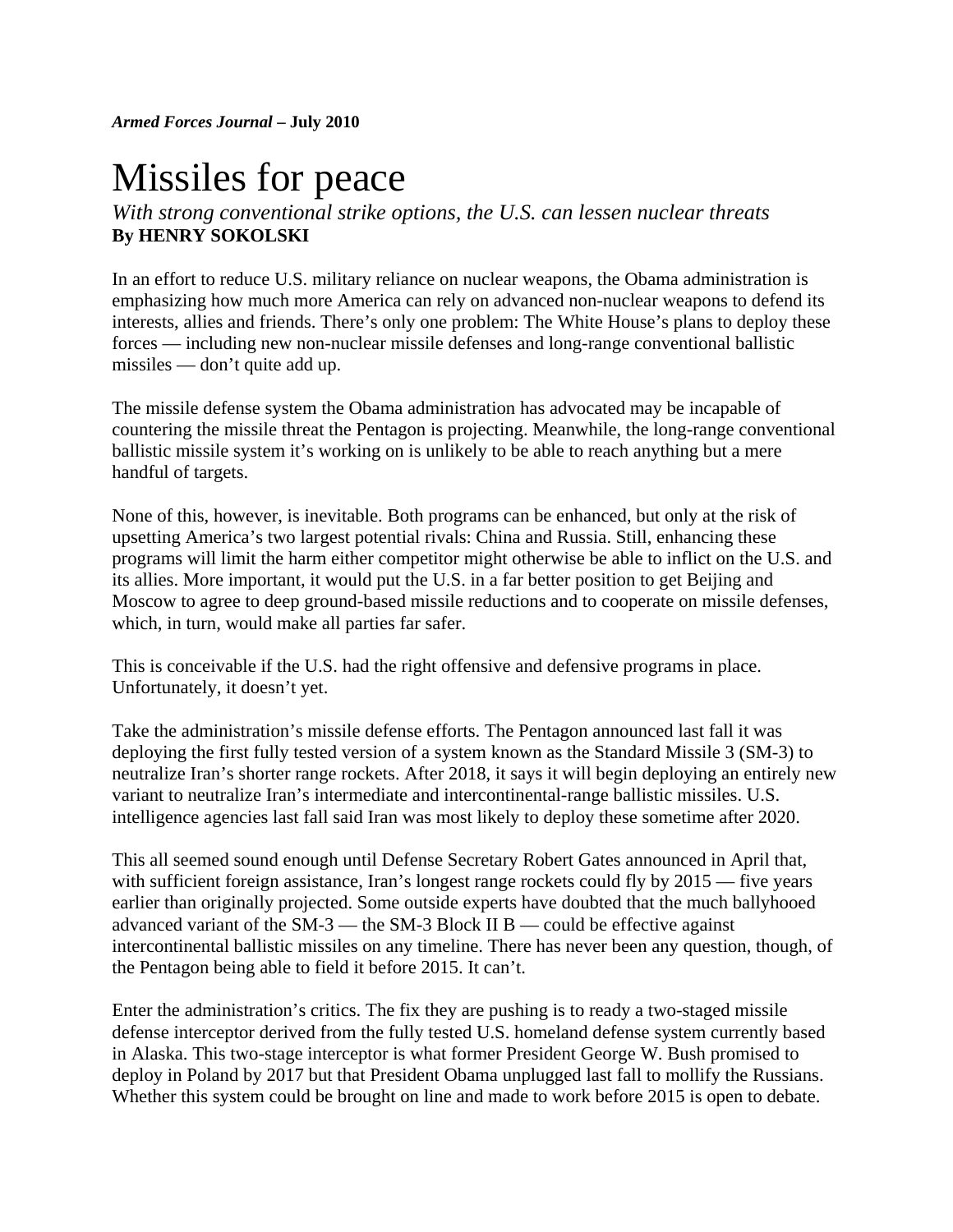***Armed Forces Journal* – July 2010**

# Missiles for peace

*With strong conventional strike options, the U.S. can lessen nuclear threats*

**By HENRY SOKOLSKI**

In an effort to reduce U.S. military reliance on nuclear weapons, the Obama administration is emphasizing how much more America can rely on advanced non-nuclear weapons to defend its interests, allies and friends. There's only one problem: The White House's plans to deploy these forces — including new non-nuclear missile defenses and long-range conventional ballistic missiles — don't quite add up.

The missile defense system the Obama administration has advocated may be incapable of countering the missile threat the Pentagon is projecting. Meanwhile, the long-range conventional ballistic missile system it's working on is unlikely to be able to reach anything but a mere handful of targets.

None of this, however, is inevitable. Both programs can be enhanced, but only at the risk of upsetting America's two largest potential rivals: China and Russia. Still, enhancing these programs will limit the harm either competitor might otherwise be able to inflict on the U.S. and its allies. More important, it would put the U.S. in a far better position to get Beijing and Moscow to agree to deep ground-based missile reductions and to cooperate on missile defenses, which, in turn, would make all parties far safer.

This is conceivable if the U.S. had the right offensive and defensive programs in place. Unfortunately, it doesn't yet.

Take the administration's missile defense efforts. The Pentagon announced last fall it was deploying the first fully tested version of a system known as the Standard Missile 3 (SM-3) to neutralize Iran's shorter range rockets. After 2018, it says it will begin deploying an entirely new variant to neutralize Iran's intermediate and intercontinental-range ballistic missiles. U.S. intelligence agencies last fall said Iran was most likely to deploy these sometime after 2020.

This all seemed sound enough until Defense Secretary Robert Gates announced in April that, with sufficient foreign assistance, Iran's longest range rockets could fly by 2015 — five years earlier than originally projected. Some outside experts have doubted that the much ballyhooed advanced variant of the SM-3 — the SM-3 Block II B — could be effective against intercontinental ballistic missiles on any timeline. There has never been any question, though, of the Pentagon being able to field it before 2015. It can't.

Enter the administration's critics. The fix they are pushing is to ready a two-staged missile defense interceptor derived from the fully tested U.S. homeland defense system currently based in Alaska. This two-stage interceptor is what former President George W. Bush promised to deploy in Poland by 2017 but that President Obama unplugged last fall to mollify the Russians. Whether this system could be brought on line and made to work before 2015 is open to debate.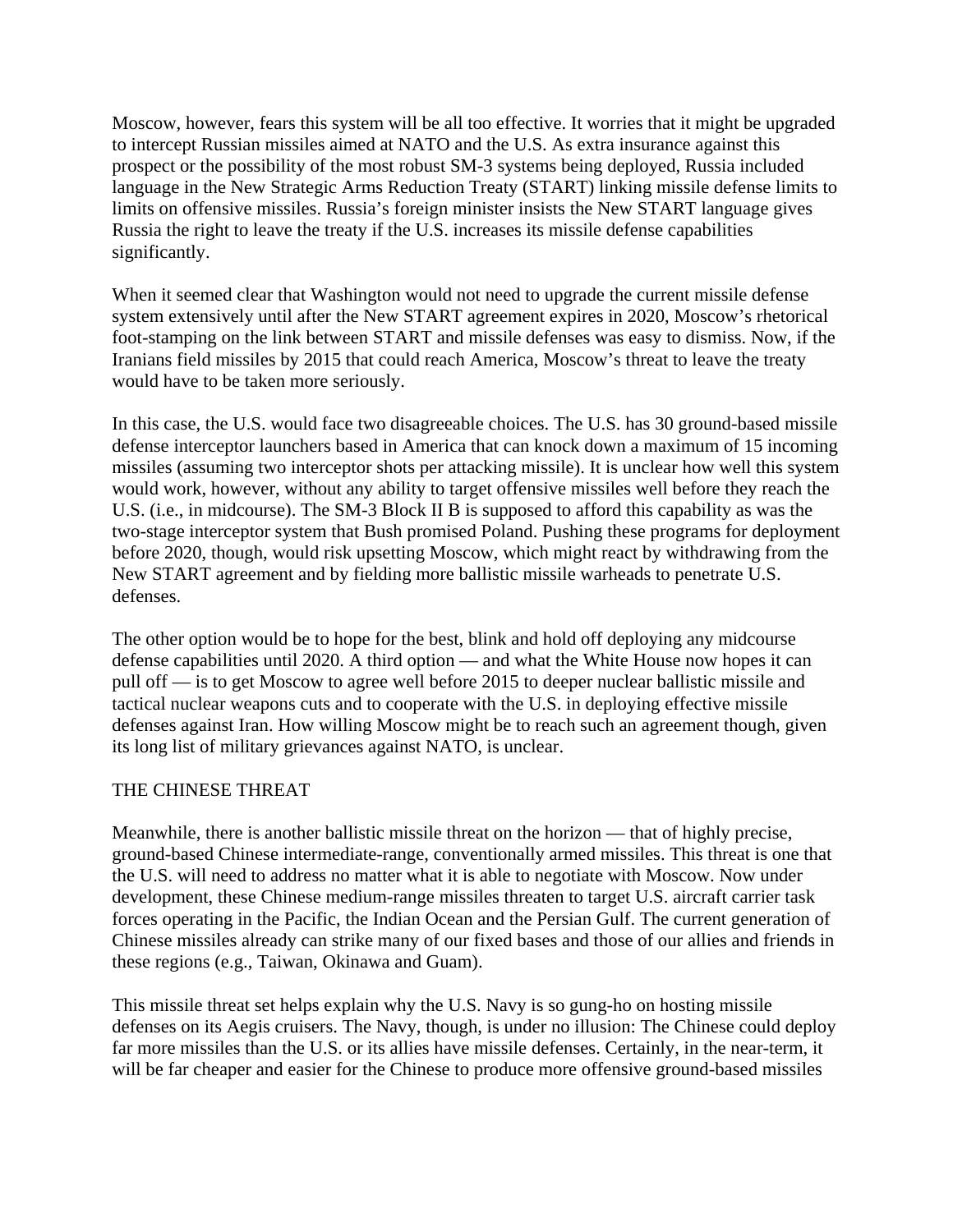Moscow, however, fears this system will be all too effective. It worries that it might be upgraded to intercept Russian missiles aimed at NATO and the U.S. As extra insurance against this prospect or the possibility of the most robust SM-3 systems being deployed, Russia included language in the New Strategic Arms Reduction Treaty (START) linking missile defense limits to limits on offensive missiles. Russia's foreign minister insists the New START language gives Russia the right to leave the treaty if the U.S. increases its missile defense capabilities significantly.

When it seemed clear that Washington would not need to upgrade the current missile defense system extensively until after the New START agreement expires in 2020, Moscow's rhetorical foot-stamping on the link between START and missile defenses was easy to dismiss. Now, if the Iranians field missiles by 2015 that could reach America, Moscow's threat to leave the treaty would have to be taken more seriously.

In this case, the U.S. would face two disagreeable choices. The U.S. has 30 ground-based missile defense interceptor launchers based in America that can knock down a maximum of 15 incoming missiles (assuming two interceptor shots per attacking missile). It is unclear how well this system would work, however, without any ability to target offensive missiles well before they reach the U.S. (i.e., in midcourse). The SM-3 Block II B is supposed to afford this capability as was the two-stage interceptor system that Bush promised Poland. Pushing these programs for deployment before 2020, though, would risk upsetting Moscow, which might react by withdrawing from the New START agreement and by fielding more ballistic missile warheads to penetrate U.S. defenses.

The other option would be to hope for the best, blink and hold off deploying any midcourse defense capabilities until 2020. A third option — and what the White House now hopes it can pull off — is to get Moscow to agree well before 2015 to deeper nuclear ballistic missile and tactical nuclear weapons cuts and to cooperate with the U.S. in deploying effective missile defenses against Iran. How willing Moscow might be to reach such an agreement though, given its long list of military grievances against NATO, is unclear.

## THE CHINESE THREAT

Meanwhile, there is another ballistic missile threat on the horizon — that of highly precise, ground-based Chinese intermediate-range, conventionally armed missiles. This threat is one that the U.S. will need to address no matter what it is able to negotiate with Moscow. Now under development, these Chinese medium-range missiles threaten to target U.S. aircraft carrier task forces operating in the Pacific, the Indian Ocean and the Persian Gulf. The current generation of Chinese missiles already can strike many of our fixed bases and those of our allies and friends in these regions (e.g., Taiwan, Okinawa and Guam).

This missile threat set helps explain why the U.S. Navy is so gung-ho on hosting missile defenses on its Aegis cruisers. The Navy, though, is under no illusion: The Chinese could deploy far more missiles than the U.S. or its allies have missile defenses. Certainly, in the near-term, it will be far cheaper and easier for the Chinese to produce more offensive ground-based missiles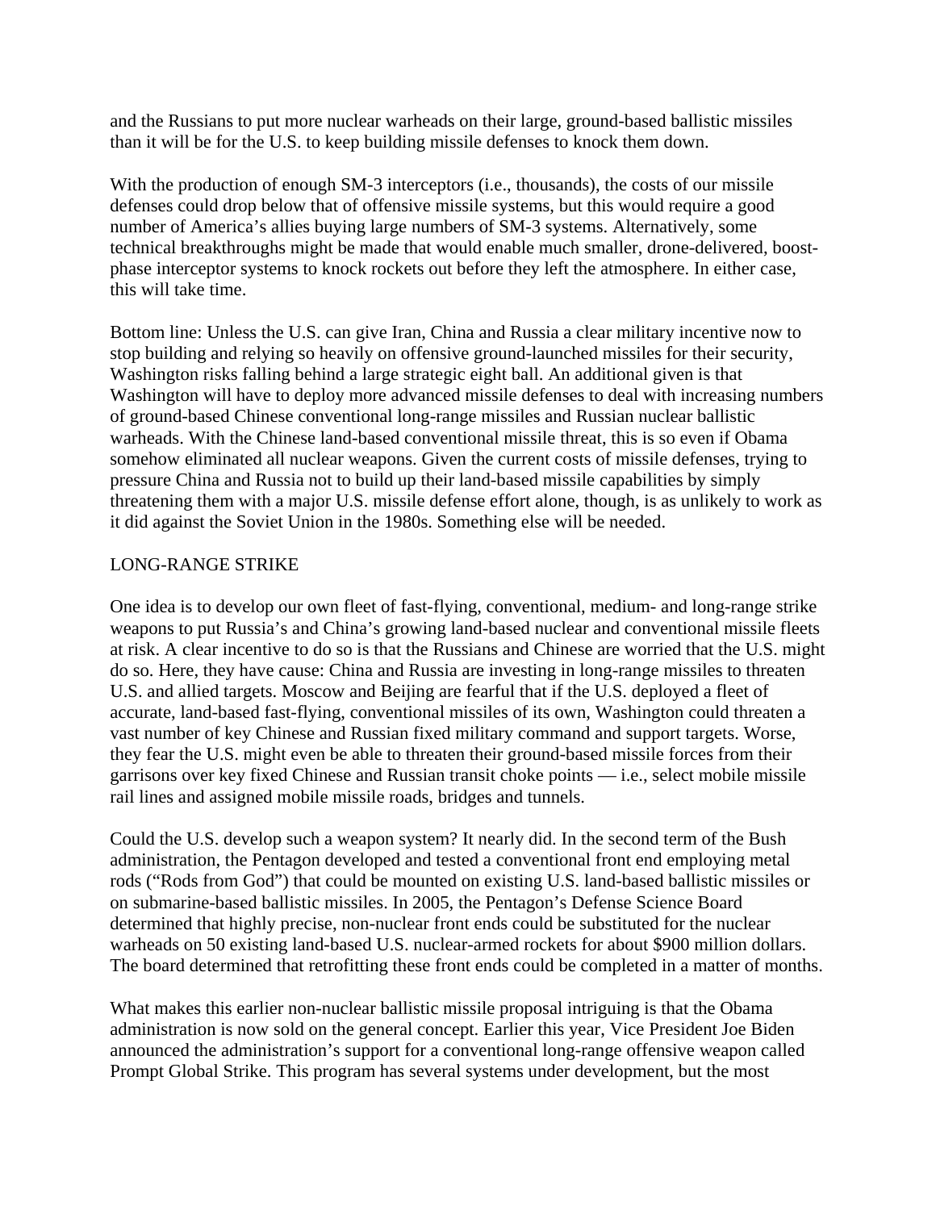and the Russians to put more nuclear warheads on their large, ground-based ballistic missiles than it will be for the U.S. to keep building missile defenses to knock them down.

With the production of enough SM-3 interceptors (i.e., thousands), the costs of our missile defenses could drop below that of offensive missile systems, but this would require a good number of America's allies buying large numbers of SM-3 systems. Alternatively, some technical breakthroughs might be made that would enable much smaller, drone-delivered, boost-phase interceptor systems to knock rockets out before they left the atmosphere. In either case, this will take time.

Bottom line: Unless the U.S. can give Iran, China and Russia a clear military incentive now to stop building and relying so heavily on offensive ground-launched missiles for their security, Washington risks falling behind a large strategic eight ball. An additional given is that Washington will have to deploy more advanced missile defenses to deal with increasing numbers of ground-based Chinese conventional long-range missiles and Russian nuclear ballistic warheads. With the Chinese land-based conventional missile threat, this is so even if Obama somehow eliminated all nuclear weapons. Given the current costs of missile defenses, trying to pressure China and Russia not to build up their land-based missile capabilities by simply threatening them with a major U.S. missile defense effort alone, though, is as unlikely to work as it did against the Soviet Union in the 1980s. Something else will be needed.

## LONG-RANGE STRIKE

One idea is to develop our own fleet of fast-flying, conventional, medium- and long-range strike weapons to put Russia's and China's growing land-based nuclear and conventional missile fleets at risk. A clear incentive to do so is that the Russians and Chinese are worried that the U.S. might do so. Here, they have cause: China and Russia are investing in long-range missiles to threaten U.S. and allied targets. Moscow and Beijing are fearful that if the U.S. deployed a fleet of accurate, land-based fast-flying, conventional missiles of its own, Washington could threaten a vast number of key Chinese and Russian fixed military command and support targets. Worse, they fear the U.S. might even be able to threaten their ground-based missile forces from their garrisons over key fixed Chinese and Russian transit choke points — i.e., select mobile missile rail lines and assigned mobile missile roads, bridges and tunnels.

Could the U.S. develop such a weapon system? It nearly did. In the second term of the Bush administration, the Pentagon developed and tested a conventional front end employing metal rods ("Rods from God") that could be mounted on existing U.S. land-based ballistic missiles or on submarine-based ballistic missiles. In 2005, the Pentagon's Defense Science Board determined that highly precise, non-nuclear front ends could be substituted for the nuclear warheads on 50 existing land-based U.S. nuclear-armed rockets for about $900 million dollars. The board determined that retrofitting these front ends could be completed in a matter of months.

What makes this earlier non-nuclear ballistic missile proposal intriguing is that the Obama administration is now sold on the general concept. Earlier this year, Vice President Joe Biden announced the administration's support for a conventional long-range offensive weapon called Prompt Global Strike. This program has several systems under development, but the most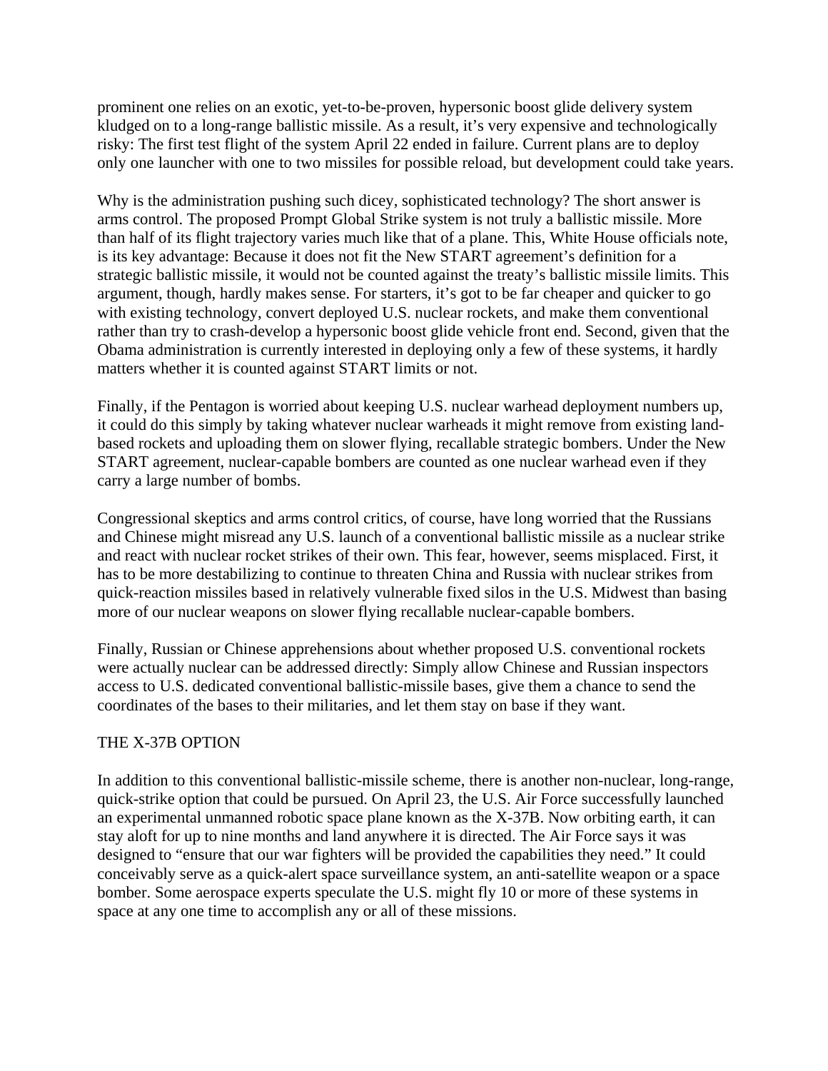prominent one relies on an exotic, yet-to-be-proven, hypersonic boost glide delivery system kludged on to a long-range ballistic missile. As a result, it's very expensive and technologically risky: The first test flight of the system April 22 ended in failure. Current plans are to deploy only one launcher with one to two missiles for possible reload, but development could take years.

Why is the administration pushing such dicey, sophisticated technology? The short answer is arms control. The proposed Prompt Global Strike system is not truly a ballistic missile. More than half of its flight trajectory varies much like that of a plane. This, White House officials note, is its key advantage: Because it does not fit the New START agreement's definition for a strategic ballistic missile, it would not be counted against the treaty's ballistic missile limits. This argument, though, hardly makes sense. For starters, it's got to be far cheaper and quicker to go with existing technology, convert deployed U.S. nuclear rockets, and make them conventional rather than try to crash-develop a hypersonic boost glide vehicle front end. Second, given that the Obama administration is currently interested in deploying only a few of these systems, it hardly matters whether it is counted against START limits or not.

Finally, if the Pentagon is worried about keeping U.S. nuclear warhead deployment numbers up, it could do this simply by taking whatever nuclear warheads it might remove from existing land-based rockets and uploading them on slower flying, recallable strategic bombers. Under the New START agreement, nuclear-capable bombers are counted as one nuclear warhead even if they carry a large number of bombs.

Congressional skeptics and arms control critics, of course, have long worried that the Russians and Chinese might misread any U.S. launch of a conventional ballistic missile as a nuclear strike and react with nuclear rocket strikes of their own. This fear, however, seems misplaced. First, it has to be more destabilizing to continue to threaten China and Russia with nuclear strikes from quick-reaction missiles based in relatively vulnerable fixed silos in the U.S. Midwest than basing more of our nuclear weapons on slower flying recallable nuclear-capable bombers.

Finally, Russian or Chinese apprehensions about whether proposed U.S. conventional rockets were actually nuclear can be addressed directly: Simply allow Chinese and Russian inspectors access to U.S. dedicated conventional ballistic-missile bases, give them a chance to send the coordinates of the bases to their militaries, and let them stay on base if they want.

## THE X-37B OPTION

In addition to this conventional ballistic-missile scheme, there is another non-nuclear, long-range, quick-strike option that could be pursued. On April 23, the U.S. Air Force successfully launched an experimental unmanned robotic space plane known as the X-37B. Now orbiting earth, it can stay aloft for up to nine months and land anywhere it is directed. The Air Force says it was designed to "ensure that our war fighters will be provided the capabilities they need." It could conceivably serve as a quick-alert space surveillance system, an anti-satellite weapon or a space bomber. Some aerospace experts speculate the U.S. might fly 10 or more of these systems in space at any one time to accomplish any or all of these missions.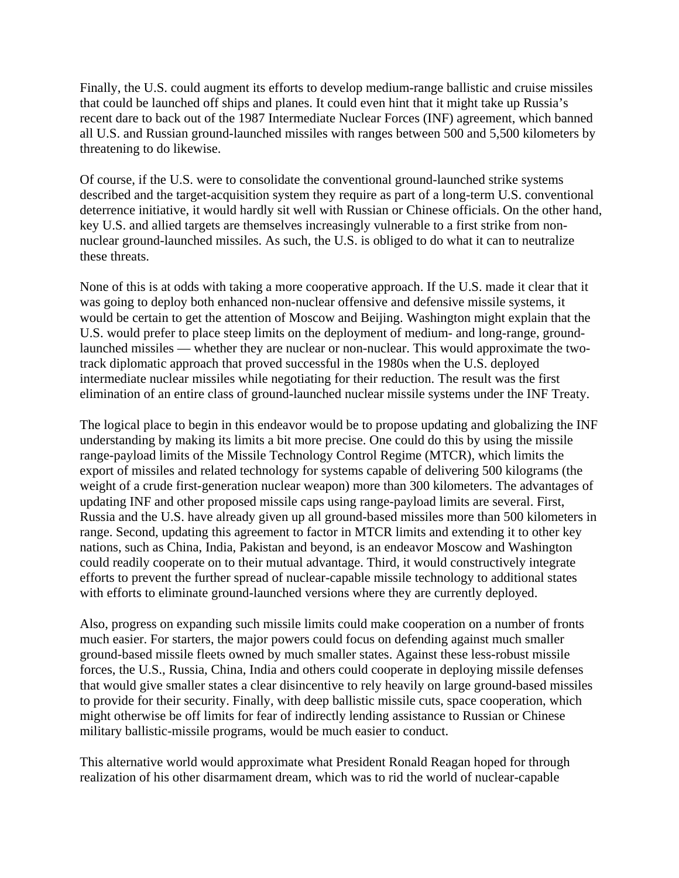Finally, the U.S. could augment its efforts to develop medium-range ballistic and cruise missiles that could be launched off ships and planes. It could even hint that it might take up Russia's recent dare to back out of the 1987 Intermediate Nuclear Forces (INF) agreement, which banned all U.S. and Russian ground-launched missiles with ranges between 500 and 5,500 kilometers by threatening to do likewise.

Of course, if the U.S. were to consolidate the conventional ground-launched strike systems described and the target-acquisition system they require as part of a long-term U.S. conventional deterrence initiative, it would hardly sit well with Russian or Chinese officials. On the other hand, key U.S. and allied targets are themselves increasingly vulnerable to a first strike from non-nuclear ground-launched missiles. As such, the U.S. is obliged to do what it can to neutralize these threats.

None of this is at odds with taking a more cooperative approach. If the U.S. made it clear that it was going to deploy both enhanced non-nuclear offensive and defensive missile systems, it would be certain to get the attention of Moscow and Beijing. Washington might explain that the U.S. would prefer to place steep limits on the deployment of medium- and long-range, ground-launched missiles — whether they are nuclear or non-nuclear. This would approximate the two-track diplomatic approach that proved successful in the 1980s when the U.S. deployed intermediate nuclear missiles while negotiating for their reduction. The result was the first elimination of an entire class of ground-launched nuclear missile systems under the INF Treaty.

The logical place to begin in this endeavor would be to propose updating and globalizing the INF understanding by making its limits a bit more precise. One could do this by using the missile range-payload limits of the Missile Technology Control Regime (MTCR), which limits the export of missiles and related technology for systems capable of delivering 500 kilograms (the weight of a crude first-generation nuclear weapon) more than 300 kilometers. The advantages of updating INF and other proposed missile caps using range-payload limits are several. First, Russia and the U.S. have already given up all ground-based missiles more than 500 kilometers in range. Second, updating this agreement to factor in MTCR limits and extending it to other key nations, such as China, India, Pakistan and beyond, is an endeavor Moscow and Washington could readily cooperate on to their mutual advantage. Third, it would constructively integrate efforts to prevent the further spread of nuclear-capable missile technology to additional states with efforts to eliminate ground-launched versions where they are currently deployed.

Also, progress on expanding such missile limits could make cooperation on a number of fronts much easier. For starters, the major powers could focus on defending against much smaller ground-based missile fleets owned by much smaller states. Against these less-robust missile forces, the U.S., Russia, China, India and others could cooperate in deploying missile defenses that would give smaller states a clear disincentive to rely heavily on large ground-based missiles to provide for their security. Finally, with deep ballistic missile cuts, space cooperation, which might otherwise be off limits for fear of indirectly lending assistance to Russian or Chinese military ballistic-missile programs, would be much easier to conduct.

This alternative world would approximate what President Ronald Reagan hoped for through realization of his other disarmament dream, which was to rid the world of nuclear-capable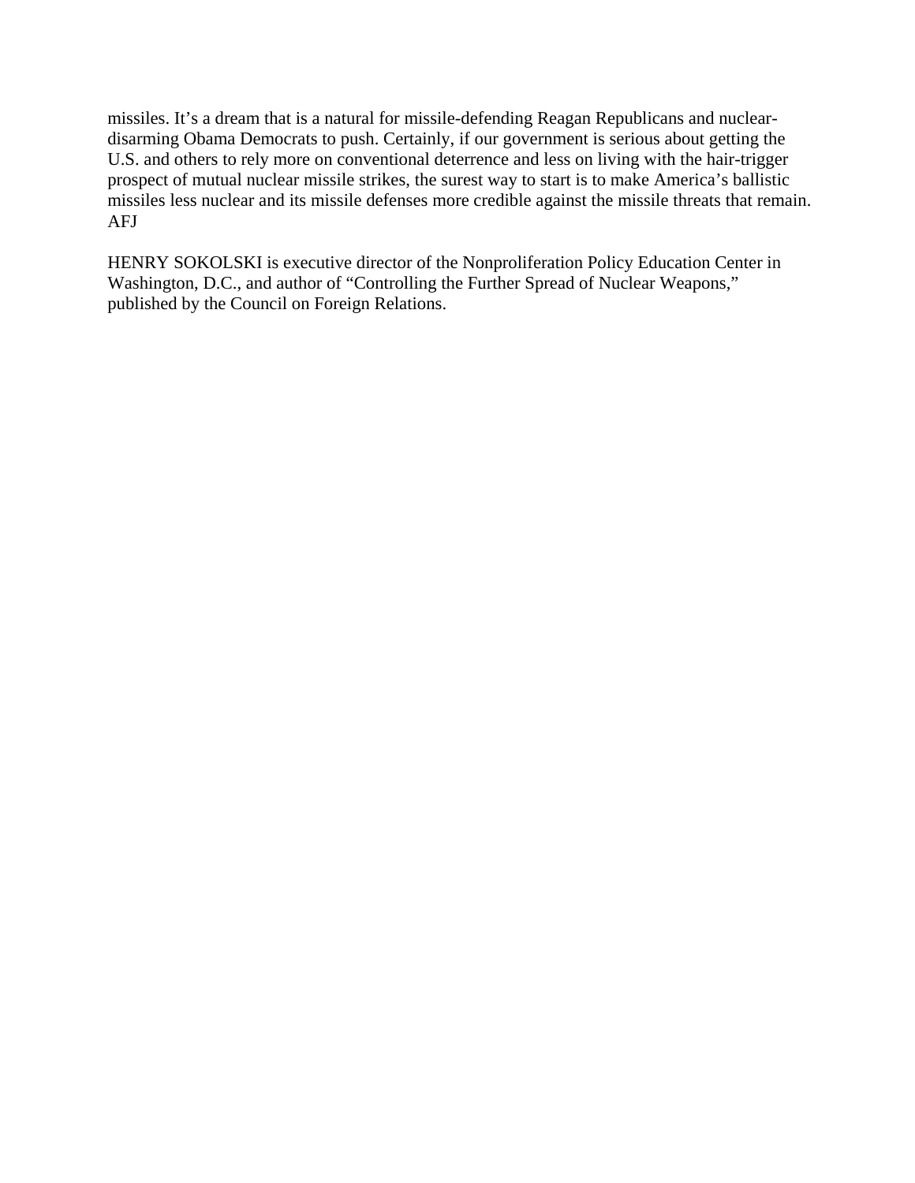missiles. It's a dream that is a natural for missile-defending Reagan Republicans and nuclear-disarming Obama Democrats to push. Certainly, if our government is serious about getting the U.S. and others to rely more on conventional deterrence and less on living with the hair-trigger prospect of mutual nuclear missile strikes, the surest way to start is to make America's ballistic missiles less nuclear and its missile defenses more credible against the missile threats that remain. AFJ

HENRY SOKOLSKI is executive director of the Nonproliferation Policy Education Center in Washington, D.C., and author of "Controlling the Further Spread of Nuclear Weapons," published by the Council on Foreign Relations.